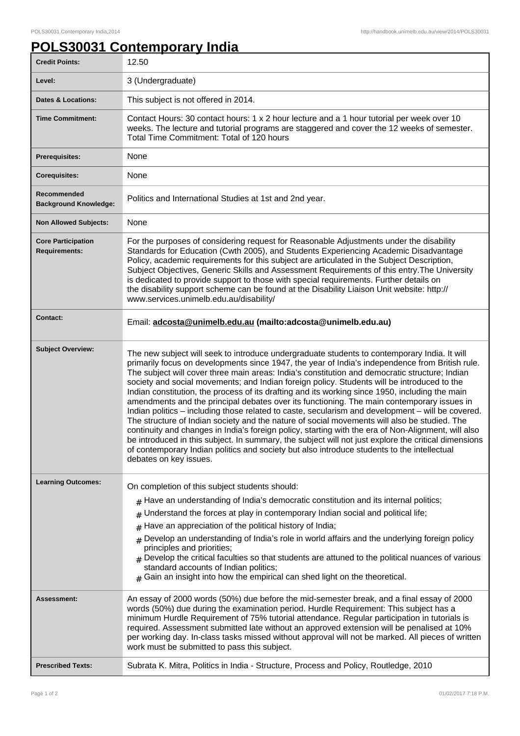# POLS30031 Contemporary India

| | |
|---|---|
| **Credit Points:** | 12.50 |
| **Level:** | 3 (Undergraduate) |
| **Dates & Locations:** | This subject is not offered in 2014. |
| **Time Commitment:** | Contact Hours: 30 contact hours: 1 x 2 hour lecture and a 1 hour tutorial per week over 10 weeks. The lecture and tutorial programs are staggered and cover the 12 weeks of semester. Total Time Commitment: Total of 120 hours |
| **Prerequisites:** | None |
| **Corequisites:** | None |
| **Recommended Background Knowledge:** | Politics and International Studies at 1st and 2nd year. |
| **Non Allowed Subjects:** | None |
| **Core Participation Requirements:** | For the purposes of considering request for Reasonable Adjustments under the disability Standards for Education (Cwth 2005), and Students Experiencing Academic Disadvantage Policy, academic requirements for this subject are articulated in the Subject Description, Subject Objectives, Generic Skills and Assessment Requirements of this entry.The University is dedicated to provide support to those with special requirements. Further details on the disability support scheme can be found at the Disability Liaison Unit website: http://www.services.unimelb.edu.au/disability/ |
| **Contact:** | Email: **adcosta@unimelb.edu.au (mailto:adcosta@unimelb.edu.au)** |
| **Subject Overview:** | The new subject will seek to introduce undergraduate students to contemporary India. It will primarily focus on developments since 1947, the year of India's independence from British rule. The subject will cover three main areas: India's constitution and democratic structure; Indian society and social movements; and Indian foreign policy. Students will be introduced to the Indian constitution, the process of its drafting and its working since 1950, including the main amendments and the principal debates over its functioning. The main contemporary issues in Indian politics – including those related to caste, secularism and development – will be covered. The structure of Indian society and the nature of social movements will also be studied. The continuity and changes in India's foreign policy, starting with the era of Non-Alignment, will also be introduced in this subject. In summary, the subject will not just explore the critical dimensions of contemporary Indian politics and society but also introduce students to the intellectual debates on key issues. |
| **Learning Outcomes:** | On completion of this subject students should:<br># Have an understanding of India's democratic constitution and its internal politics;<br># Understand the forces at play in contemporary Indian social and political life;<br># Have an appreciation of the political history of India;<br># Develop an understanding of India's role in world affairs and the underlying foreign policy principles and priorities;<br># Develop the critical faculties so that students are attuned to the political nuances of various standard accounts of Indian politics;<br># Gain an insight into how the empirical can shed light on the theoretical. |
| **Assessment:** | An essay of 2000 words (50%) due before the mid-semester break, and a final essay of 2000 words (50%) due during the examination period. Hurdle Requirement: This subject has a minimum Hurdle Requirement of 75% tutorial attendance. Regular participation in tutorials is required. Assessment submitted late without an approved extension will be penalised at 10% per working day. In-class tasks missed without approval will not be marked. All pieces of written work must be submitted to pass this subject. |
| **Prescribed Texts:** | Subrata K. Mitra, Politics in India - Structure, Process and Policy, Routledge, 2010 |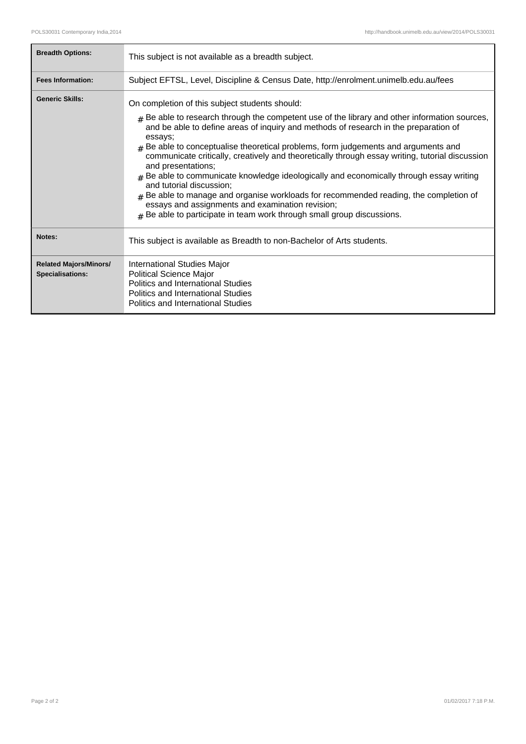| | |
|---|---|
| **Breadth Options:** | This subject is not available as a breadth subject. |
| **Fees Information:** | Subject EFTSL, Level, Discipline & Census Date, http://enrolment.unimelb.edu.au/fees |
| **Generic Skills:** | On completion of this subject students should:<br># Be able to research through the competent use of the library and other information sources, and be able to define areas of inquiry and methods of research in the preparation of essays;<br># Be able to conceptualise theoretical problems, form judgements and arguments and communicate critically, creatively and theoretically through essay writing, tutorial discussion and presentations;<br># Be able to communicate knowledge ideologically and economically through essay writing and tutorial discussion;<br># Be able to manage and organise workloads for recommended reading, the completion of essays and assignments and examination revision;<br># Be able to participate in team work through small group discussions. |
| **Notes:** | This subject is available as Breadth to non-Bachelor of Arts students. |
| **Related Majors/Minors/ Specialisations:** | International Studies Major<br>Political Science Major<br>Politics and International Studies<br>Politics and International Studies<br>Politics and International Studies |